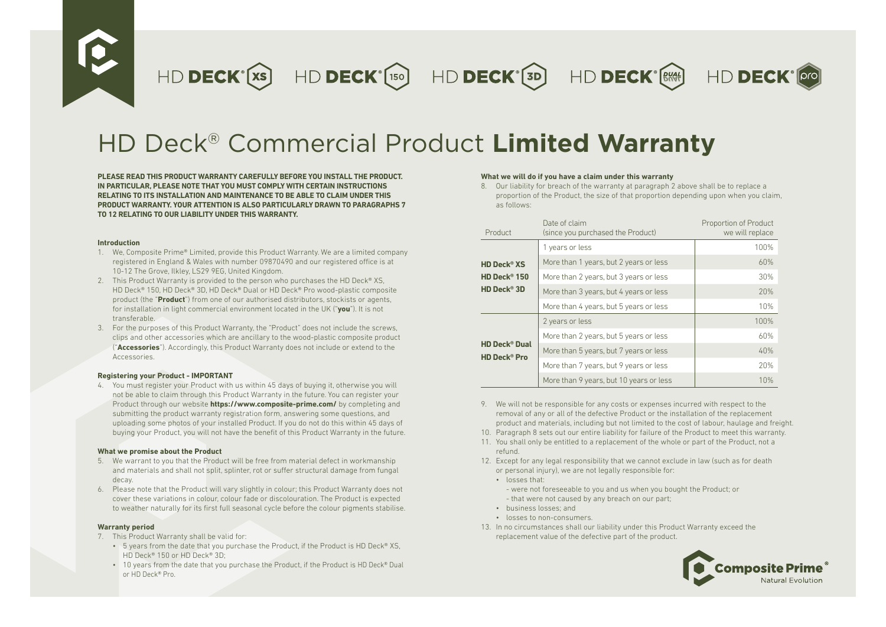HD DECK® XS HD DECK® 150 HD DECK® 3D HD DECK® DUAL HD DECK® pro

# HD Deck® Commercial Product **Limited Warranty**

**PLEASE READ THIS PRODUCT WARRANTY CAREFULLY BEFORE YOU INSTALL THE PRODUCT. IN PARTICULAR, PLEASE NOTE THAT YOU MUST COMPLY WITH CERTAIN INSTRUCTIONS RELATING TO ITS INSTALLATION AND MAINTENANCE TO BE ABLE TO CLAIM UNDER THIS PRODUCT WARRANTY. YOUR ATTENTION IS ALSO PARTICULARLY DRAWN TO PARAGRAPHS 7 TO 12 RELATING TO OUR LIABILITY UNDER THIS WARRANTY.**

**Introduction**

1. We, Composite Prime® Limited, provide this Product Warranty. We are a limited company registered in England & Wales with number 09870490 and our registered office is at 10-12 The Grove, Ilkley, LS29 9EG, United Kingdom.
2. This Product Warranty is provided to the person who purchases the HD Deck® XS, HD Deck® 150, HD Deck® 3D, HD Deck® Dual or HD Deck® Pro wood-plastic composite product (the "**Product**") from one of our authorised distributors, stockists or agents, for installation in light commercial environment located in the UK ("**you**"). It is not transferable.
3. For the purposes of this Product Warranty, the "Product" does not include the screws, clips and other accessories which are ancillary to the wood-plastic composite product ("**Accessories**"). Accordingly, this Product Warranty does not include or extend to the Accessories.

**Registering your Product - IMPORTANT**

4. You must register your Product with us within 45 days of buying it, otherwise you will not be able to claim through this Product Warranty in the future. You can register your Product through our website **https://www.composite-prime.com/** by completing and submitting the product warranty registration form, answering some questions, and uploading some photos of your installed Product. If you do not do this within 45 days of buying your Product, you will not have the benefit of this Product Warranty in the future.

**What we promise about the Product**

5. We warrant to you that the Product will be free from material defect in workmanship and materials and shall not split, splinter, rot or suffer structural damage from fungal decay.
6. Please note that the Product will vary slightly in colour; this Product Warranty does not cover these variations in colour, colour fade or discolouration. The Product is expected to weather naturally for its first full seasonal cycle before the colour pigments stabilise.

**Warranty period**

7. This Product Warranty shall be valid for:
   - 5 years from the date that you purchase the Product, if the Product is HD Deck® XS, HD Deck® 150 or HD Deck® 3D;
   - 10 years from the date that you purchase the Product, if the Product is HD Deck® Dual or HD Deck® Pro.

**What we will do if you have a claim under this warranty**

8. Our liability for breach of the warranty at paragraph 2 above shall be to replace a proportion of the Product, the size of that proportion depending upon when you claim, as follows:

| Product | Date of claim (since you purchased the Product) | Proportion of Product we will replace |
|---|---|---|
| **HD Deck® XS HD Deck® 150 HD Deck® 3D** | 1 years or less | 100% |
| | More than 1 years, but 2 years or less | 60% |
| | More than 2 years, but 3 years or less | 30% |
| | More than 3 years, but 4 years or less | 20% |
| | More than 4 years, but 5 years or less | 10% |
| **HD Deck® Dual HD Deck® Pro** | 2 years or less | 100% |
| | More than 2 years, but 5 years or less | 60% |
| | More than 5 years, but 7 years or less | 40% |
| | More than 7 years, but 9 years or less | 20% |
| | More than 9 years, but 10 years or less | 10% |

9. We will not be responsible for any costs or expenses incurred with respect to the removal of any or all of the defective Product or the installation of the replacement product and materials, including but not limited to the cost of labour, haulage and freight.
10. Paragraph 8 sets out our entire liability for failure of the Product to meet this warranty.
11. You shall only be entitled to a replacement of the whole or part of the Product, not a refund.
12. Except for any legal responsibility that we cannot exclude in law (such as for death or personal injury), we are not legally responsible for:
    - losses that:
      - were not foreseeable to you and us when you bought the Product; or
      - that were not caused by any breach on our part;
    - business losses; and
    - losses to non-consumers.
13. In no circumstances shall our liability under this Product Warranty exceed the replacement value of the defective part of the product.

Composite Prime® Natural Evolution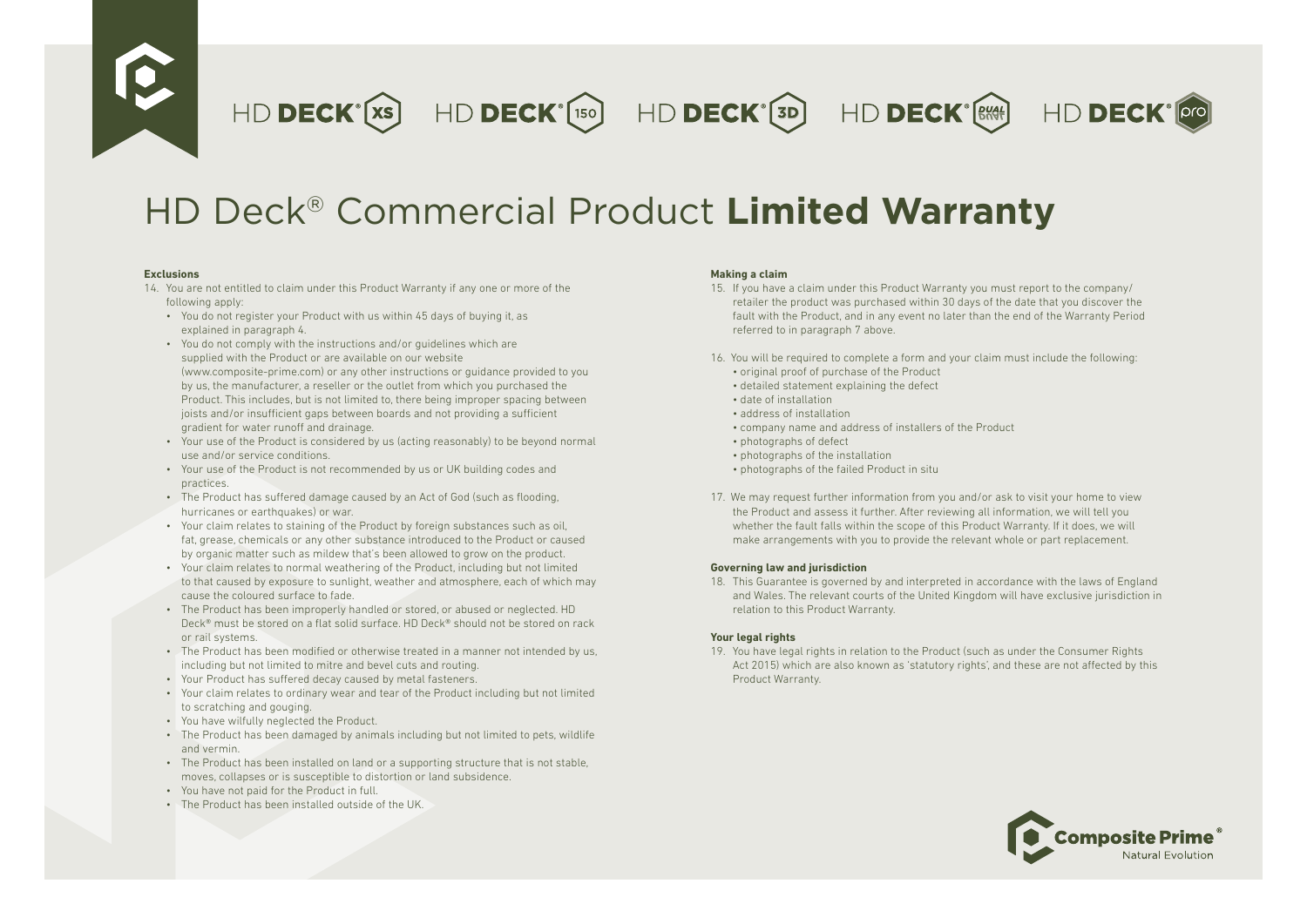HD DECK® XS HD DECK® 150 HD DECK® 3D HD DECK® DUAL HD DECK® pro

# HD Deck® Commercial Product **Limited Warranty**

### Exclusions

14. You are not entitled to claim under this Product Warranty if any one or more of the following apply:
    - You do not register your Product with us within 45 days of buying it, as explained in paragraph 4.
    - You do not comply with the instructions and/or guidelines which are supplied with the Product or are available on our website (www.composite-prime.com) or any other instructions or guidance provided to you by us, the manufacturer, a reseller or the outlet from which you purchased the Product. This includes, but is not limited to, there being improper spacing between joists and/or insufficient gaps between boards and not providing a sufficient gradient for water runoff and drainage.
    - Your use of the Product is considered by us (acting reasonably) to be beyond normal use and/or service conditions.
    - Your use of the Product is not recommended by us or UK building codes and practices.
    - The Product has suffered damage caused by an Act of God (such as flooding, hurricanes or earthquakes) or war.
    - Your claim relates to staining of the Product by foreign substances such as oil, fat, grease, chemicals or any other substance introduced to the Product or caused by organic matter such as mildew that's been allowed to grow on the product.
    - Your claim relates to normal weathering of the Product, including but not limited to that caused by exposure to sunlight, weather and atmosphere, each of which may cause the coloured surface to fade.
    - The Product has been improperly handled or stored, or abused or neglected. HD Deck® must be stored on a flat solid surface. HD Deck® should not be stored on rack or rail systems.
    - The Product has been modified or otherwise treated in a manner not intended by us, including but not limited to mitre and bevel cuts and routing.
    - Your Product has suffered decay caused by metal fasteners.
    - Your claim relates to ordinary wear and tear of the Product including but not limited to scratching and gouging.
    - You have wilfully neglected the Product.
    - The Product has been damaged by animals including but not limited to pets, wildlife and vermin.
    - The Product has been installed on land or a supporting structure that is not stable, moves, collapses or is susceptible to distortion or land subsidence.
    - You have not paid for the Product in full.
    - The Product has been installed outside of the UK.

### Making a claim

15. If you have a claim under this Product Warranty you must report to the company/ retailer the product was purchased within 30 days of the date that you discover the fault with the Product, and in any event no later than the end of the Warranty Period referred to in paragraph 7 above.

16. You will be required to complete a form and your claim must include the following:
    - original proof of purchase of the Product
    - detailed statement explaining the defect
    - date of installation
    - address of installation
    - company name and address of installers of the Product
    - photographs of defect
    - photographs of the installation
    - photographs of the failed Product in situ

17. We may request further information from you and/or ask to visit your home to view the Product and assess it further. After reviewing all information, we will tell you whether the fault falls within the scope of this Product Warranty. If it does, we will make arrangements with you to provide the relevant whole or part replacement.

### Governing law and jurisdiction

18. This Guarantee is governed by and interpreted in accordance with the laws of England and Wales. The relevant courts of the United Kingdom will have exclusive jurisdiction in relation to this Product Warranty.

### Your legal rights

19. You have legal rights in relation to the Product (such as under the Consumer Rights Act 2015) which are also known as 'statutory rights', and these are not affected by this Product Warranty.

Composite Prime®
Natural Evolution